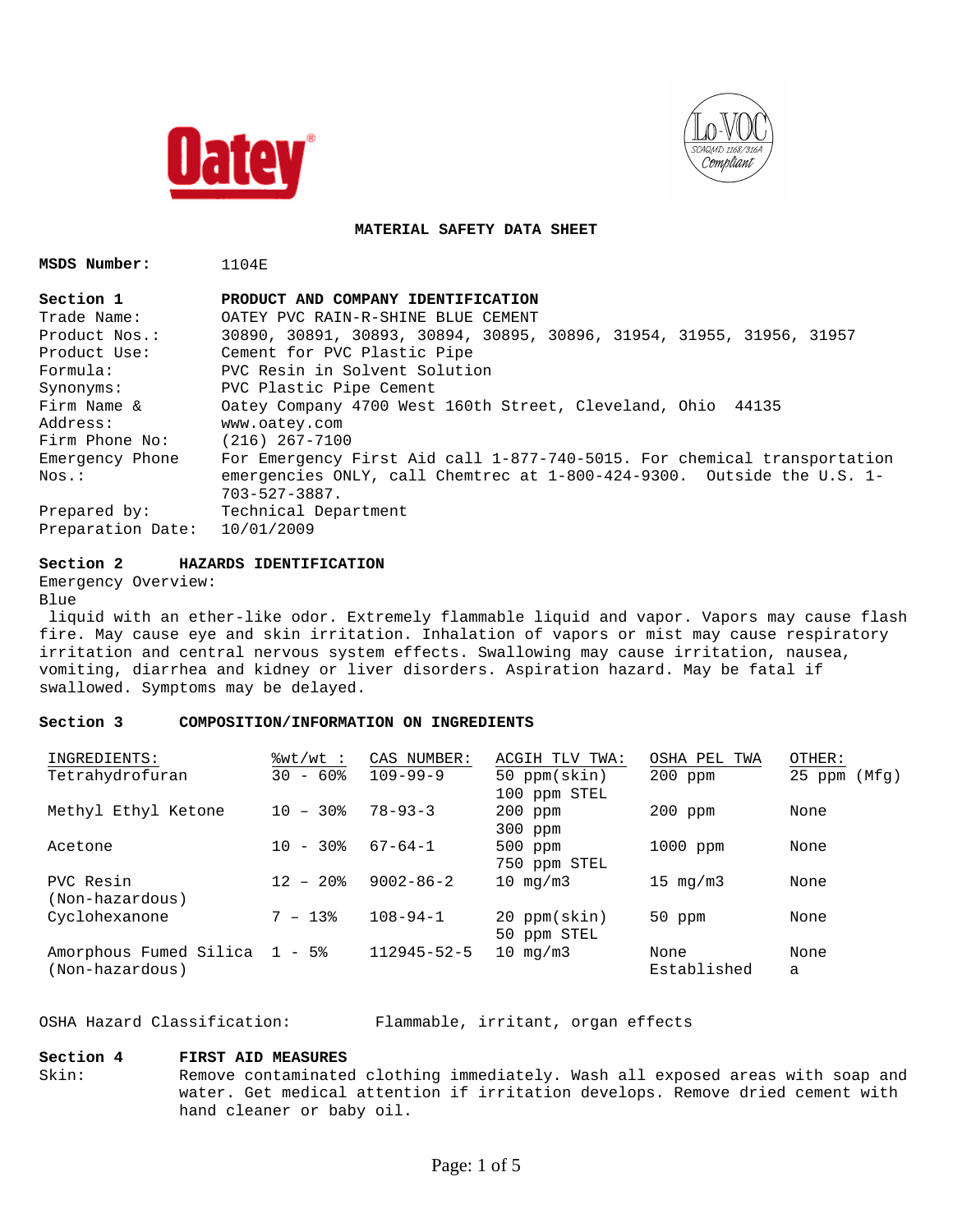# MATERIAL SAFETY DATA SHEET

**MSDS Number:** 1104E

## Section 1 PRODUCT AND COMPANY IDENTIFICATION

| | |
|---|---|
| Trade Name: | OATEY PVC RAIN-R-SHINE BLUE CEMENT |
| Product Nos.: | 30890, 30891, 30893, 30894, 30895, 30896, 31954, 31955, 31956, 31957 |
| Product Use: | Cement for PVC Plastic Pipe |
| Formula: | PVC Resin in Solvent Solution |
| Synonyms: | PVC Plastic Pipe Cement |
| Firm Name & Address: | Oatey Company 4700 West 160th Street, Cleveland, Ohio 44135 www.oatey.com |
| Firm Phone No: | (216) 267-7100 |
| Emergency Phone Nos.: | For Emergency First Aid call 1-877-740-5015. For chemical transportation emergencies ONLY, call Chemtrec at 1-800-424-9300. Outside the U.S. 1-703-527-3887. |
| Prepared by: | Technical Department |
| Preparation Date: | 10/01/2009 |

## Section 2 HAZARDS IDENTIFICATION

Emergency Overview:

Blue liquid with an ether-like odor. Extremely flammable liquid and vapor. Vapors may cause flash fire. May cause eye and skin irritation. Inhalation of vapors or mist may cause respiratory irritation and central nervous system effects. Swallowing may cause irritation, nausea, vomiting, diarrhea and kidney or liver disorders. Aspiration hazard. May be fatal if swallowed. Symptoms may be delayed.

## Section 3 COMPOSITION/INFORMATION ON INGREDIENTS

| INGREDIENTS: | %wt/wt : | CAS NUMBER: | ACGIH TLV TWA: | OSHA PEL TWA | OTHER: |
|---|---|---|---|---|---|
| Tetrahydrofuran | 30 - 60% | 109-99-9 | 50 ppm(skin) 100 ppm STEL | 200 ppm | 25 ppm (Mfg) |
| Methyl Ethyl Ketone | 10 – 30% | 78-93-3 | 200 ppm 300 ppm | 200 ppm | None |
| Acetone | 10 - 30% | 67-64-1 | 500 ppm 750 ppm STEL | 1000 ppm | None |
| PVC Resin (Non-hazardous) | 12 – 20% | 9002-86-2 | 10 mg/m3 | 15 mg/m3 | None |
| Cyclohexanone | 7 – 13% | 108-94-1 | 20 ppm(skin) 50 ppm STEL | 50 ppm | None |
| Amorphous Fumed Silica (Non-hazardous) | 1 - 5% | 112945-52-5 | 10 mg/m3 | None Established | None a |

OSHA Hazard Classification: Flammable, irritant, organ effects

## Section 4 FIRST AID MEASURES

Skin: Remove contaminated clothing immediately. Wash all exposed areas with soap and water. Get medical attention if irritation develops. Remove dried cement with hand cleaner or baby oil.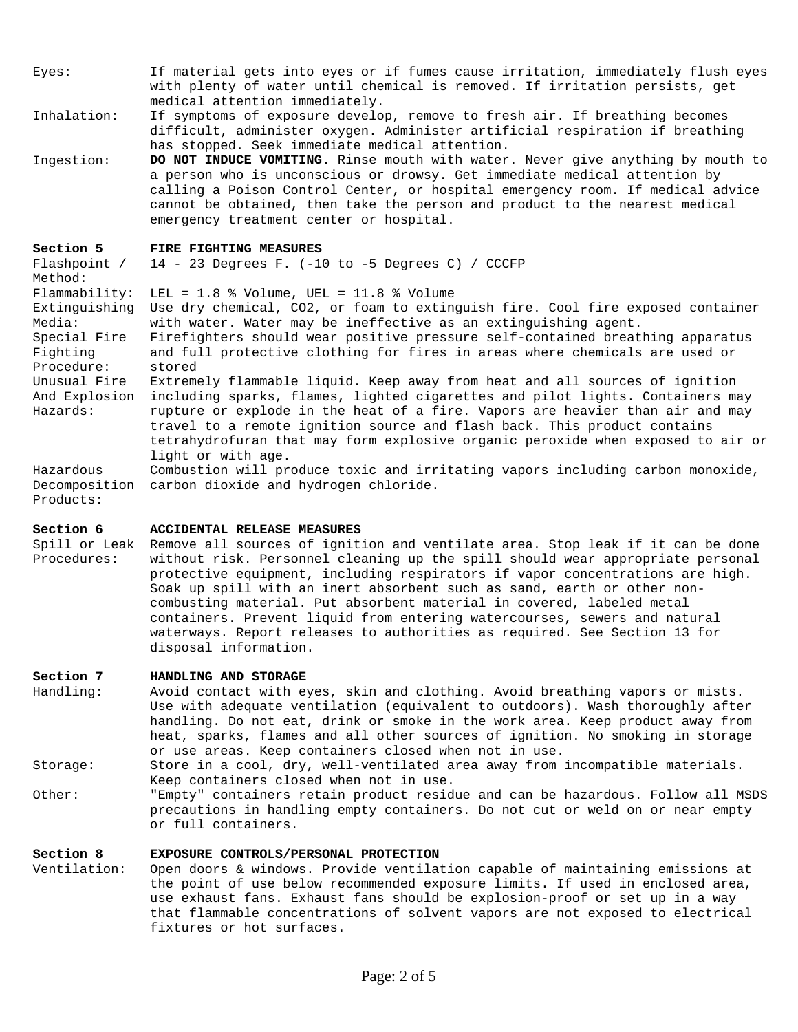**Eyes:** If material gets into eyes or if fumes cause irritation, immediately flush eyes with plenty of water until chemical is removed. If irritation persists, get medical attention immediately.

**Inhalation:** If symptoms of exposure develop, remove to fresh air. If breathing becomes difficult, administer oxygen. Administer artificial respiration if breathing has stopped. Seek immediate medical attention.

**Ingestion:** **DO NOT INDUCE VOMITING.** Rinse mouth with water. Never give anything by mouth to a person who is unconscious or drowsy. Get immediate medical attention by calling a Poison Control Center, or hospital emergency room. If medical advice cannot be obtained, then take the person and product to the nearest medical emergency treatment center or hospital.

## Section 5 FIRE FIGHTING MEASURES

**Flashpoint / Method:** 14 - 23 Degrees F. (-10 to -5 Degrees C) / CCCFP

**Flammability:** LEL = 1.8 % Volume, UEL = 11.8 % Volume

**Extinguishing Media:** Use dry chemical, $CO_2$, or foam to extinguish fire. Cool fire exposed container with water. Water may be ineffective as an extinguishing agent.

**Special Fire Fighting Procedure:** Firefighters should wear positive pressure self-contained breathing apparatus and full protective clothing for fires in areas where chemicals are used or stored

**Unusual Fire And Explosion Hazards:** Extremely flammable liquid. Keep away from heat and all sources of ignition including sparks, flames, lighted cigarettes and pilot lights. Containers may rupture or explode in the heat of a fire. Vapors are heavier than air and may travel to a remote ignition source and flash back. This product contains tetrahydrofuran that may form explosive organic peroxide when exposed to air or light or with age.

**Hazardous Decomposition Products:** Combustion will produce toxic and irritating vapors including carbon monoxide, carbon dioxide and hydrogen chloride.

## Section 6 ACCIDENTAL RELEASE MEASURES

**Spill or Leak Procedures:** Remove all sources of ignition and ventilate area. Stop leak if it can be done without risk. Personnel cleaning up the spill should wear appropriate personal protective equipment, including respirators if vapor concentrations are high. Soak up spill with an inert absorbent such as sand, earth or other non-combusting material. Put absorbent material in covered, labeled metal containers. Prevent liquid from entering watercourses, sewers and natural waterways. Report releases to authorities as required. See Section 13 for disposal information.

## Section 7 HANDLING AND STORAGE

**Handling:** Avoid contact with eyes, skin and clothing. Avoid breathing vapors or mists. Use with adequate ventilation (equivalent to outdoors). Wash thoroughly after handling. Do not eat, drink or smoke in the work area. Keep product away from heat, sparks, flames and all other sources of ignition. No smoking in storage or use areas. Keep containers closed when not in use.

**Storage:** Store in a cool, dry, well-ventilated area away from incompatible materials. Keep containers closed when not in use.

**Other:** "Empty" containers retain product residue and can be hazardous. Follow all MSDS precautions in handling empty containers. Do not cut or weld on or near empty or full containers.

## Section 8 EXPOSURE CONTROLS/PERSONAL PROTECTION

**Ventilation:** Open doors & windows. Provide ventilation capable of maintaining emissions at the point of use below recommended exposure limits. If used in enclosed area, use exhaust fans. Exhaust fans should be explosion-proof or set up in a way that flammable concentrations of solvent vapors are not exposed to electrical fixtures or hot surfaces.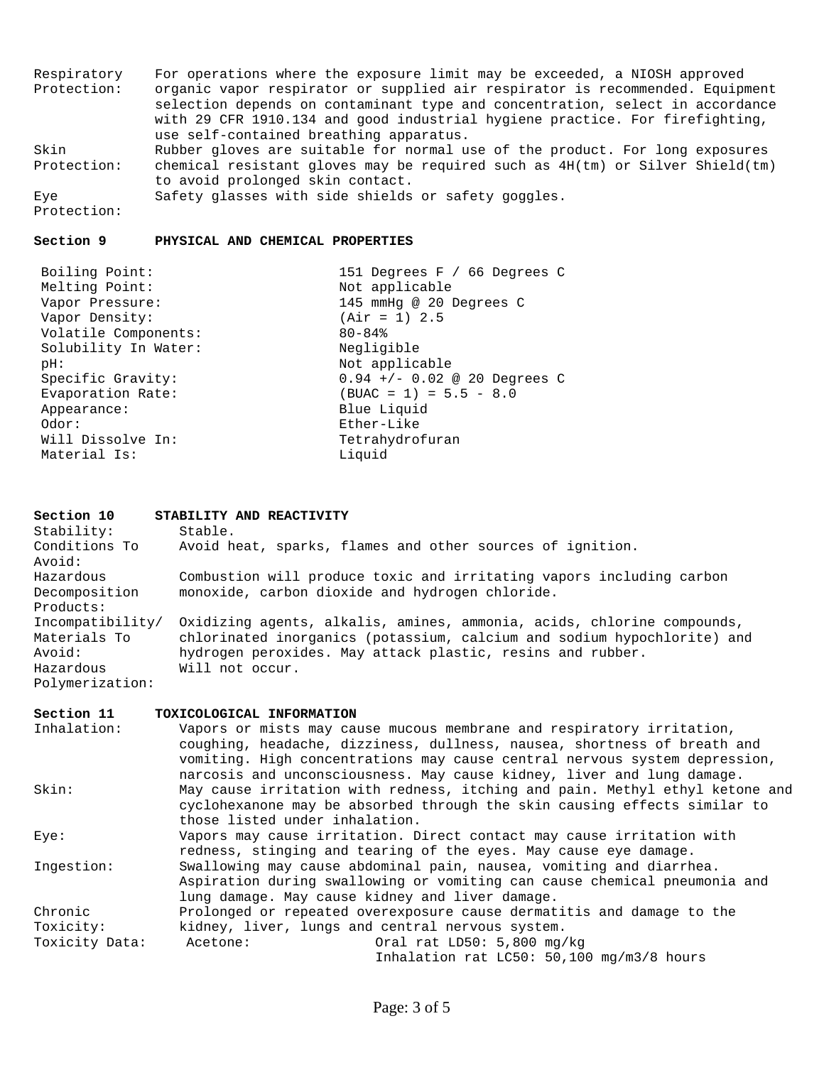**Respiratory Protection:** For operations where the exposure limit may be exceeded, a NIOSH approved organic vapor respirator or supplied air respirator is recommended. Equipment selection depends on contaminant type and concentration, select in accordance with 29 CFR 1910.134 and good industrial hygiene practice. For firefighting, use self-contained breathing apparatus.

**Skin Protection:** Rubber gloves are suitable for normal use of the product. For long exposures chemical resistant gloves may be required such as 4H(tm) or Silver Shield(tm) to avoid prolonged skin contact.

**Eye Protection:** Safety glasses with side shields or safety goggles.

## Section 9 PHYSICAL AND CHEMICAL PROPERTIES

| Property | Value |
|---|---|
| Boiling Point: | 151 Degrees F / 66 Degrees C |
| Melting Point: | Not applicable |
| Vapor Pressure: | 145 mmHg @ 20 Degrees C |
| Vapor Density: | (Air = 1) 2.5 |
| Volatile Components: | 80-84% |
| Solubility In Water: | Negligible |
| pH: | Not applicable |
| Specific Gravity: | 0.94 +/- 0.02 @ 20 Degrees C |
| Evaporation Rate: | (BUAC = 1) = 5.5 - 8.0 |
| Appearance: | Blue Liquid |
| Odor: | Ether-Like |
| Will Dissolve In: | Tetrahydrofuran |
| Material Is: | Liquid |

## Section 10 STABILITY AND REACTIVITY

**Stability:** Stable.

**Conditions To Avoid:** Avoid heat, sparks, flames and other sources of ignition.

**Hazardous Decomposition Products:** Combustion will produce toxic and irritating vapors including carbon monoxide, carbon dioxide and hydrogen chloride.

**Incompatibility/ Materials To Avoid:** Oxidizing agents, alkalis, amines, ammonia, acids, chlorine compounds, chlorinated inorganics (potassium, calcium and sodium hypochlorite) and hydrogen peroxides. May attack plastic, resins and rubber.

**Hazardous Polymerization:** Will not occur.

## Section 11 TOXICOLOGICAL INFORMATION

**Inhalation:** Vapors or mists may cause mucous membrane and respiratory irritation, coughing, headache, dizziness, dullness, nausea, shortness of breath and vomiting. High concentrations may cause central nervous system depression, narcosis and unconsciousness. May cause kidney, liver and lung damage.

**Skin:** May cause irritation with redness, itching and pain. Methyl ethyl ketone and cyclohexanone may be absorbed through the skin causing effects similar to those listed under inhalation.

**Eye:** Vapors may cause irritation. Direct contact may cause irritation with redness, stinging and tearing of the eyes. May cause eye damage.

**Ingestion:** Swallowing may cause abdominal pain, nausea, vomiting and diarrhea. Aspiration during swallowing or vomiting can cause chemical pneumonia and lung damage. May cause kidney and liver damage.

**Chronic Toxicity:** Prolonged or repeated overexposure cause dermatitis and damage to the kidney, liver, lungs and central nervous system.

**Toxicity Data:**

| Component | Data |
|---|---|
| Acetone: | Oral rat LD50: 5,800 mg/kg |
| | Inhalation rat LC50: 50,100 mg/m3/8 hours |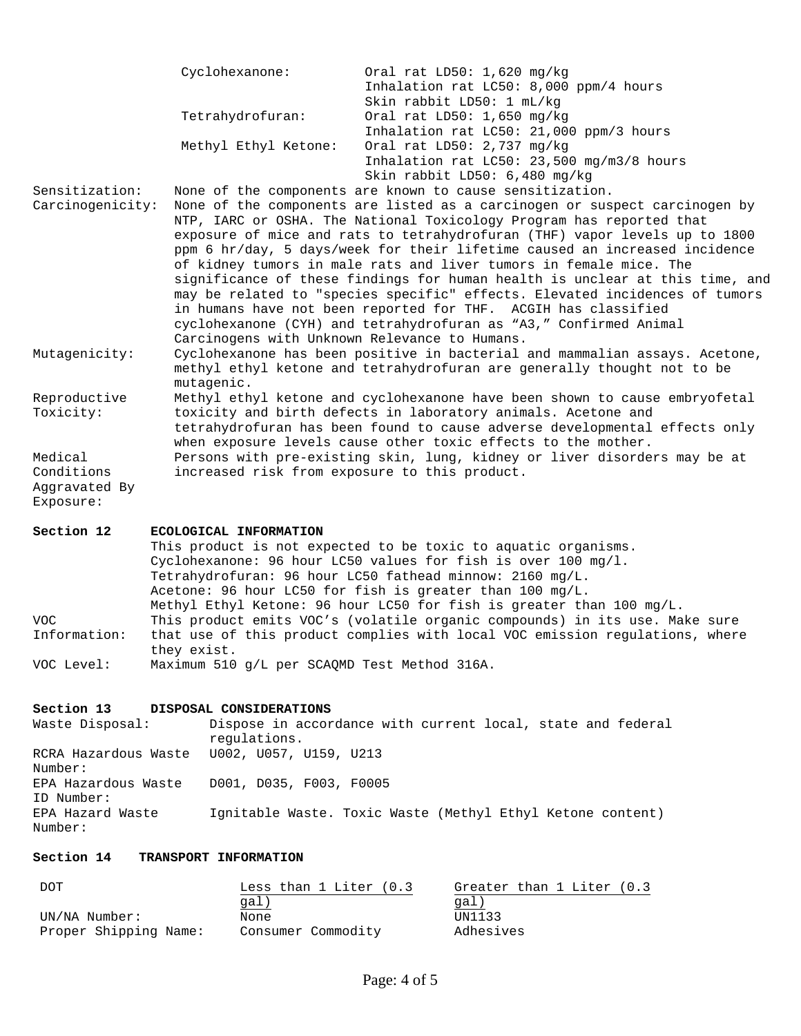| | | |
|---|---|---|
| | Cyclohexanone: | Oral rat LD50: 1,620 mg/kg<br>Inhalation rat LC50: 8,000 ppm/4 hours<br>Skin rabbit LD50: 1 mL/kg |
| | Tetrahydrofuran: | Oral rat LD50: 1,650 mg/kg<br>Inhalation rat LC50: 21,000 ppm/3 hours |
| | Methyl Ethyl Ketone: | Oral rat LD50: 2,737 mg/kg<br>Inhalation rat LC50: 23,500 mg/m3/8 hours<br>Skin rabbit LD50: 6,480 mg/kg |

**Sensitization:** None of the components are known to cause sensitization.

**Carcinogenicity:** None of the components are listed as a carcinogen or suspect carcinogen by NTP, IARC or OSHA. The National Toxicology Program has reported that exposure of mice and rats to tetrahydrofuran (THF) vapor levels up to 1800 ppm 6 hr/day, 5 days/week for their lifetime caused an increased incidence of kidney tumors in male rats and liver tumors in female mice. The significance of these findings for human health is unclear at this time, and may be related to "species specific" effects. Elevated incidences of tumors in humans have not been reported for THF. ACGIH has classified cyclohexanone (CYH) and tetrahydrofuran as "A3," Confirmed Animal Carcinogens with Unknown Relevance to Humans.

**Mutagenicity:** Cyclohexanone has been positive in bacterial and mammalian assays. Acetone, methyl ethyl ketone and tetrahydrofuran are generally thought not to be mutagenic.

**Reproductive Toxicity:** Methyl ethyl ketone and cyclohexanone have been shown to cause embryofetal toxicity and birth defects in laboratory animals. Acetone and tetrahydrofuran has been found to cause adverse developmental effects only when exposure levels cause other toxic effects to the mother.

**Medical Conditions Aggravated By Exposure:** Persons with pre-existing skin, lung, kidney or liver disorders may be at increased risk from exposure to this product.

## Section 12 ECOLOGICAL INFORMATION

This product is not expected to be toxic to aquatic organisms.
Cyclohexanone: 96 hour LC50 values for fish is over 100 mg/l.
Tetrahydrofuran: 96 hour LC50 fathead minnow: 2160 mg/L.
Acetone: 96 hour LC50 for fish is greater than 100 mg/L.
Methyl Ethyl Ketone: 96 hour LC50 for fish is greater than 100 mg/L.

**VOC Information:** This product emits VOC's (volatile organic compounds) in its use. Make sure that use of this product complies with local VOC emission regulations, where they exist.

**VOC Level:** Maximum 510 g/L per SCAQMD Test Method 316A.

## Section 13 DISPOSAL CONSIDERATIONS

| | |
|---|---|
| Waste Disposal: | Dispose in accordance with current local, state and federal regulations. |
| RCRA Hazardous Waste Number: | U002, U057, U159, U213 |
| EPA Hazardous Waste ID Number: | D001, D035, F003, F0005 |
| EPA Hazard Waste Number: | Ignitable Waste. Toxic Waste (Methyl Ethyl Ketone content) |

## Section 14 TRANSPORT INFORMATION

| DOT | Less than 1 Liter (0.3 gal) | Greater than 1 Liter (0.3 gal) |
|---|---|---|
| UN/NA Number: | None | UN1133 |
| Proper Shipping Name: | Consumer Commodity | Adhesives |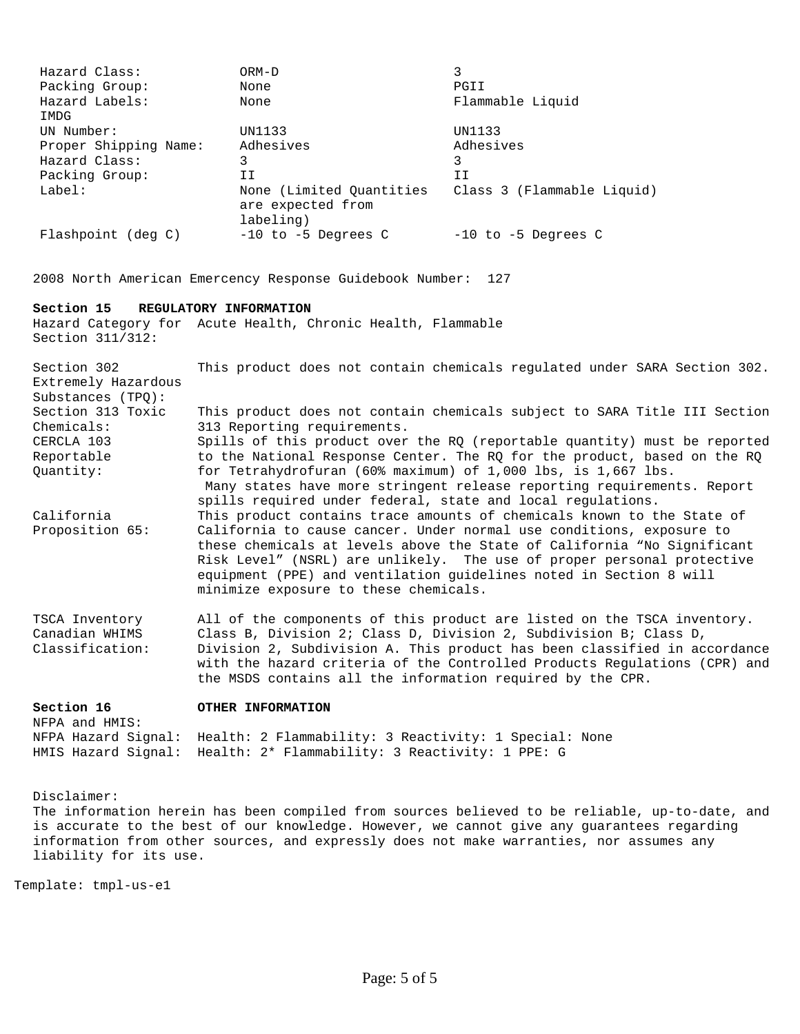| | | |
|---|---|---|
| Hazard Class: | ORM-D | 3 |
| Packing Group: | None | PGII |
| Hazard Labels: | None | Flammable Liquid |
| IMDG | | |
| UN Number: | UN1133 | UN1133 |
| Proper Shipping Name: | Adhesives | Adhesives |
| Hazard Class: | 3 | 3 |
| Packing Group: | II | II |
| Label: | None (Limited Quantities are expected from labeling) | Class 3 (Flammable Liquid) |
| Flashpoint (deg C) | -10 to -5 Degrees C | -10 to -5 Degrees C |

2008 North American Emercency Response Guidebook Number: 127

## Section 15 REGULATORY INFORMATION

Hazard Category for Section 311/312: Acute Health, Chronic Health, Flammable

Section 302 Extremely Hazardous Substances (TPQ): This product does not contain chemicals regulated under SARA Section 302.

Section 313 Toxic Chemicals: This product does not contain chemicals subject to SARA Title III Section 313 Reporting requirements.

CERCLA 103 Reportable Quantity: Spills of this product over the RQ (reportable quantity) must be reported to the National Response Center. The RQ for the product, based on the RQ for Tetrahydrofuran (60% maximum) of 1,000 lbs, is 1,667 lbs. Many states have more stringent release reporting requirements. Report spills required under federal, state and local regulations.

California Proposition 65: This product contains trace amounts of chemicals known to the State of California to cause cancer. Under normal use conditions, exposure to these chemicals at levels above the State of California "No Significant Risk Level" (NSRL) are unlikely. The use of proper personal protective equipment (PPE) and ventilation guidelines noted in Section 8 will minimize exposure to these chemicals.

TSCA Inventory: All of the components of this product are listed on the TSCA inventory.

Canadian WHIMS Classification: Class B, Division 2; Class D, Division 2, Subdivision B; Class D, Division 2, Subdivision A. This product has been classified in accordance with the hazard criteria of the Controlled Products Regulations (CPR) and the MSDS contains all the information required by the CPR.

## Section 16 OTHER INFORMATION

NFPA and HMIS:

NFPA Hazard Signal: Health: 2 Flammability: 3 Reactivity: 1 Special: None

HMIS Hazard Signal: Health: 2* Flammability: 3 Reactivity: 1 PPE: G

Disclaimer:
The information herein has been compiled from sources believed to be reliable, up-to-date, and is accurate to the best of our knowledge. However, we cannot give any guarantees regarding information from other sources, and expressly does not make warranties, nor assumes any liability for its use.

Template: tmpl-us-e1